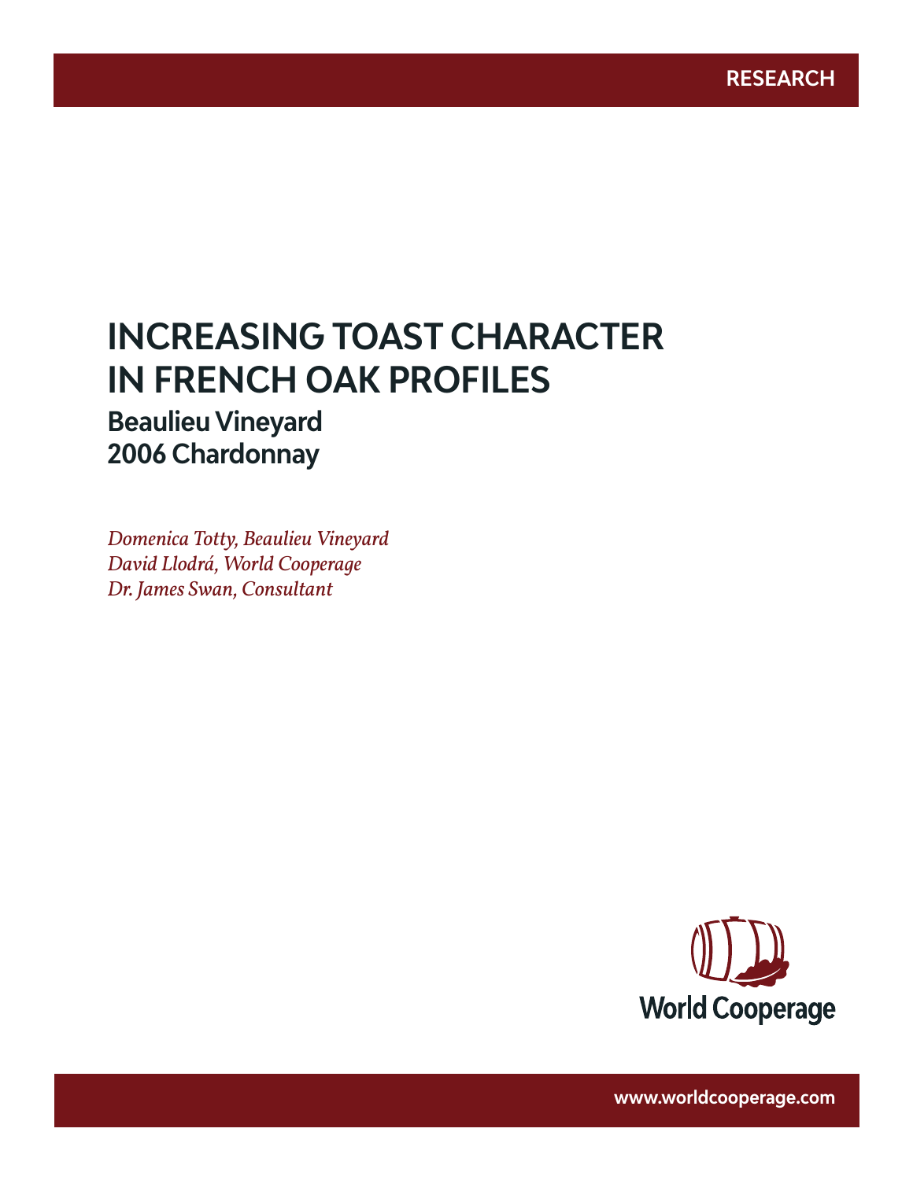RESEARCH

# INCREASING TOAST CHARACTER IN FRENCH OAK PROFILES

## Beaulieu Vineyard
## 2006 Chardonnay

*Domenica Totty, Beaulieu Vineyard*
*David Llodrá, World Cooperage*
*Dr. James Swan, Consultant*

World Cooperage

www.worldcooperage.com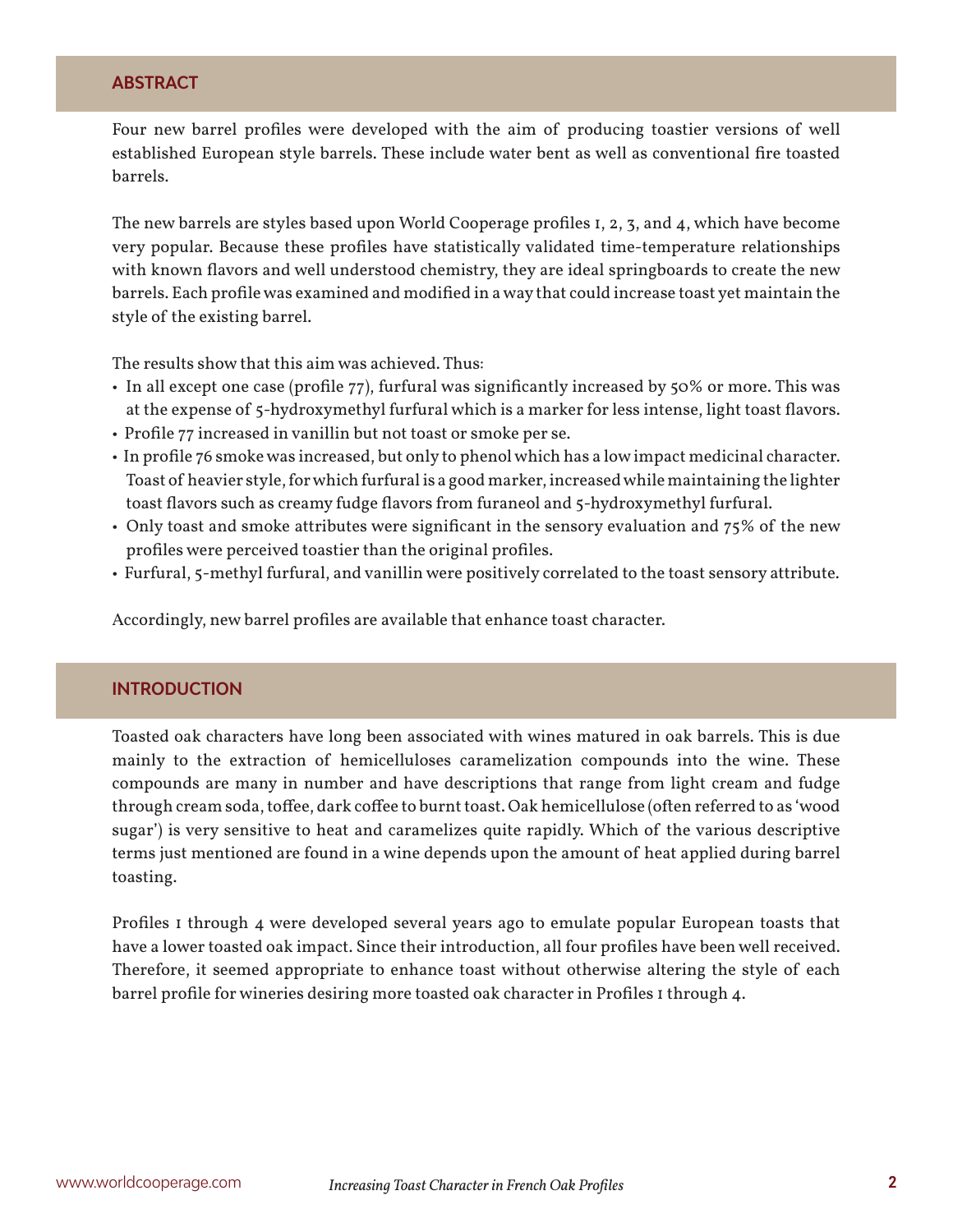## ABSTRACT

Four new barrel profiles were developed with the aim of producing toastier versions of well established European style barrels. These include water bent as well as conventional fire toasted barrels.

The new barrels are styles based upon World Cooperage profiles 1, 2, 3, and 4, which have become very popular. Because these profiles have statistically validated time-temperature relationships with known flavors and well understood chemistry, they are ideal springboards to create the new barrels. Each profile was examined and modified in a way that could increase toast yet maintain the style of the existing barrel.

The results show that this aim was achieved. Thus:

- In all except one case (profile 77), furfural was significantly increased by 50% or more. This was at the expense of 5-hydroxymethyl furfural which is a marker for less intense, light toast flavors.
- Profile 77 increased in vanillin but not toast or smoke per se.
- In profile 76 smoke was increased, but only to phenol which has a low impact medicinal character. Toast of heavier style, for which furfural is a good marker, increased while maintaining the lighter toast flavors such as creamy fudge flavors from furaneol and 5-hydroxymethyl furfural.
- Only toast and smoke attributes were significant in the sensory evaluation and 75% of the new profiles were perceived toastier than the original profiles.
- Furfural, 5-methyl furfural, and vanillin were positively correlated to the toast sensory attribute.

Accordingly, new barrel profiles are available that enhance toast character.

## INTRODUCTION

Toasted oak characters have long been associated with wines matured in oak barrels. This is due mainly to the extraction of hemicelluloses caramelization compounds into the wine. These compounds are many in number and have descriptions that range from light cream and fudge through cream soda, toffee, dark coffee to burnt toast. Oak hemicellulose (often referred to as 'wood sugar') is very sensitive to heat and caramelizes quite rapidly. Which of the various descriptive terms just mentioned are found in a wine depends upon the amount of heat applied during barrel toasting.

Profiles 1 through 4 were developed several years ago to emulate popular European toasts that have a lower toasted oak impact. Since their introduction, all four profiles have been well received. Therefore, it seemed appropriate to enhance toast without otherwise altering the style of each barrel profile for wineries desiring more toasted oak character in Profiles 1 through 4.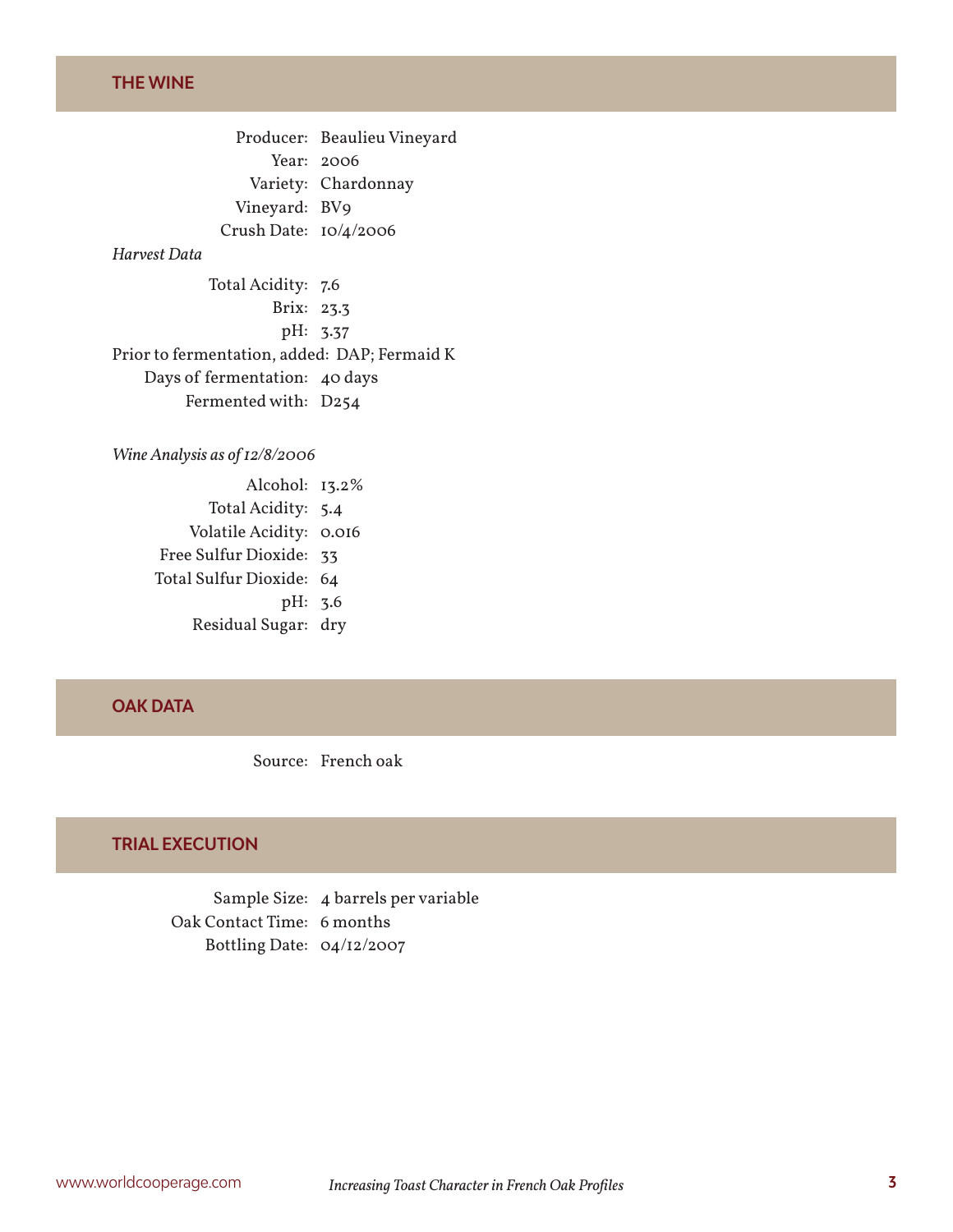## THE WINE

Producer: Beaulieu Vineyard
Year: 2006
Variety: Chardonnay
Vineyard: BV9
Crush Date: 10/4/2006

*Harvest Data*

Total Acidity: 7.6
Brix: 23.3
pH: 3.37
Prior to fermentation, added: DAP; Fermaid K
Days of fermentation: 40 days
Fermented with: D254

*Wine Analysis as of 12/8/2006*

Alcohol: 13.2%
Total Acidity: 5.4
Volatile Acidity: 0.016
Free Sulfur Dioxide: 33
Total Sulfur Dioxide: 64
pH: 3.6
Residual Sugar: dry

## OAK DATA

Source: French oak

## TRIAL EXECUTION

Sample Size: 4 barrels per variable
Oak Contact Time: 6 months
Bottling Date: 04/12/2007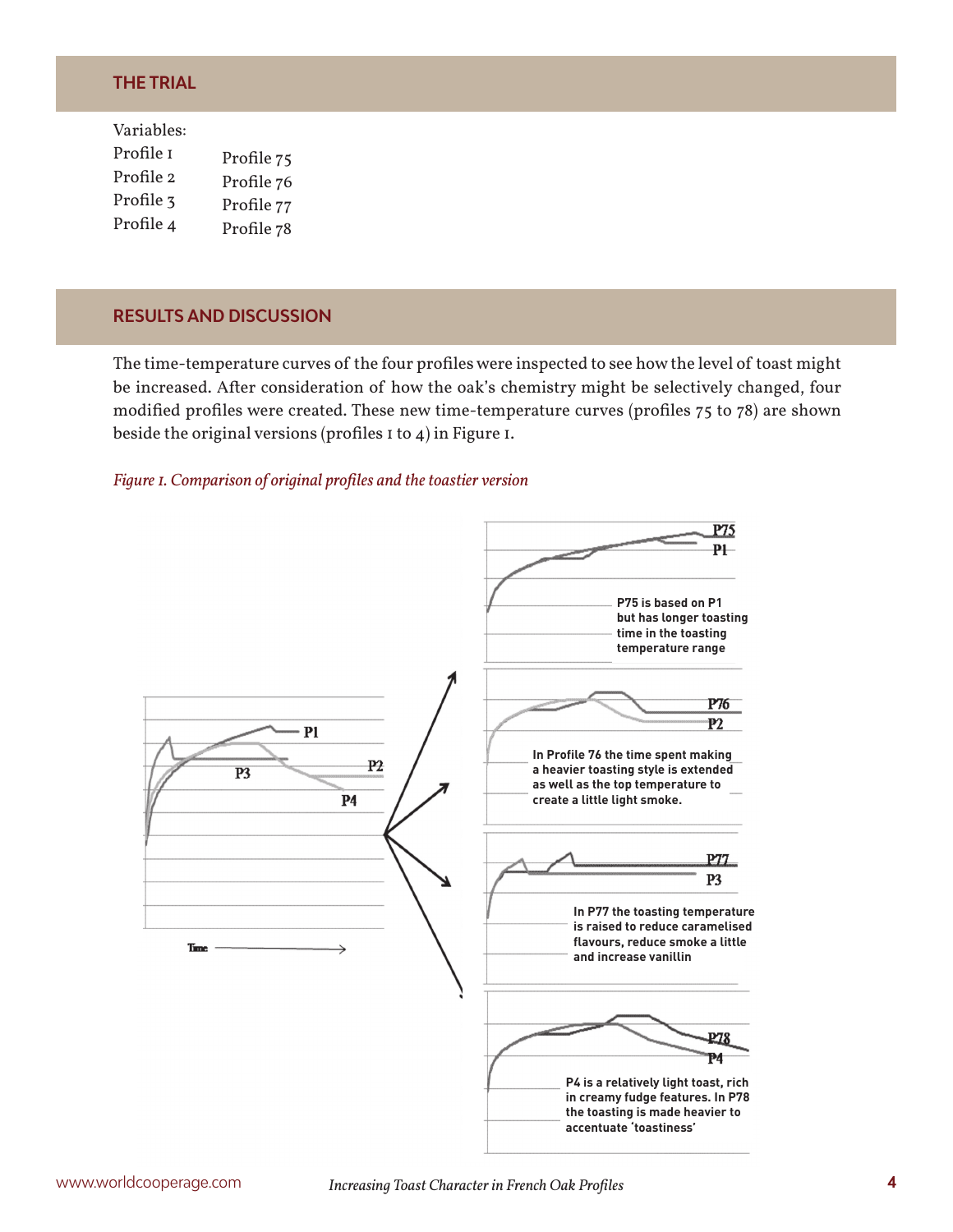## THE TRIAL

Variables:

| | |
|---|---|
| Profile 1 | Profile 75 |
| Profile 2 | Profile 76 |
| Profile 3 | Profile 77 |
| Profile 4 | Profile 78 |

## RESULTS AND DISCUSSION

The time-temperature curves of the four profiles were inspected to see how the level of toast might be increased. After consideration of how the oak's chemistry might be selectively changed, four modified profiles were created. These new time-temperature curves (profiles 75 to 78) are shown beside the original versions (profiles 1 to 4) in Figure 1.

*Figure 1. Comparison of original profiles and the toastier version*

P75 is based on P1 but has longer toasting time in the toasting temperature range

In Profile 76 the time spent making a heavier toasting style is extended as well as the top temperature to create a little light smoke.

In P77 the toasting temperature is raised to reduce caramelised flavours, reduce smoke a little and increase vanillin

P4 is a relatively light toast, rich in creamy fudge features. In P78 the toasting is made heavier to accentuate 'toastiness'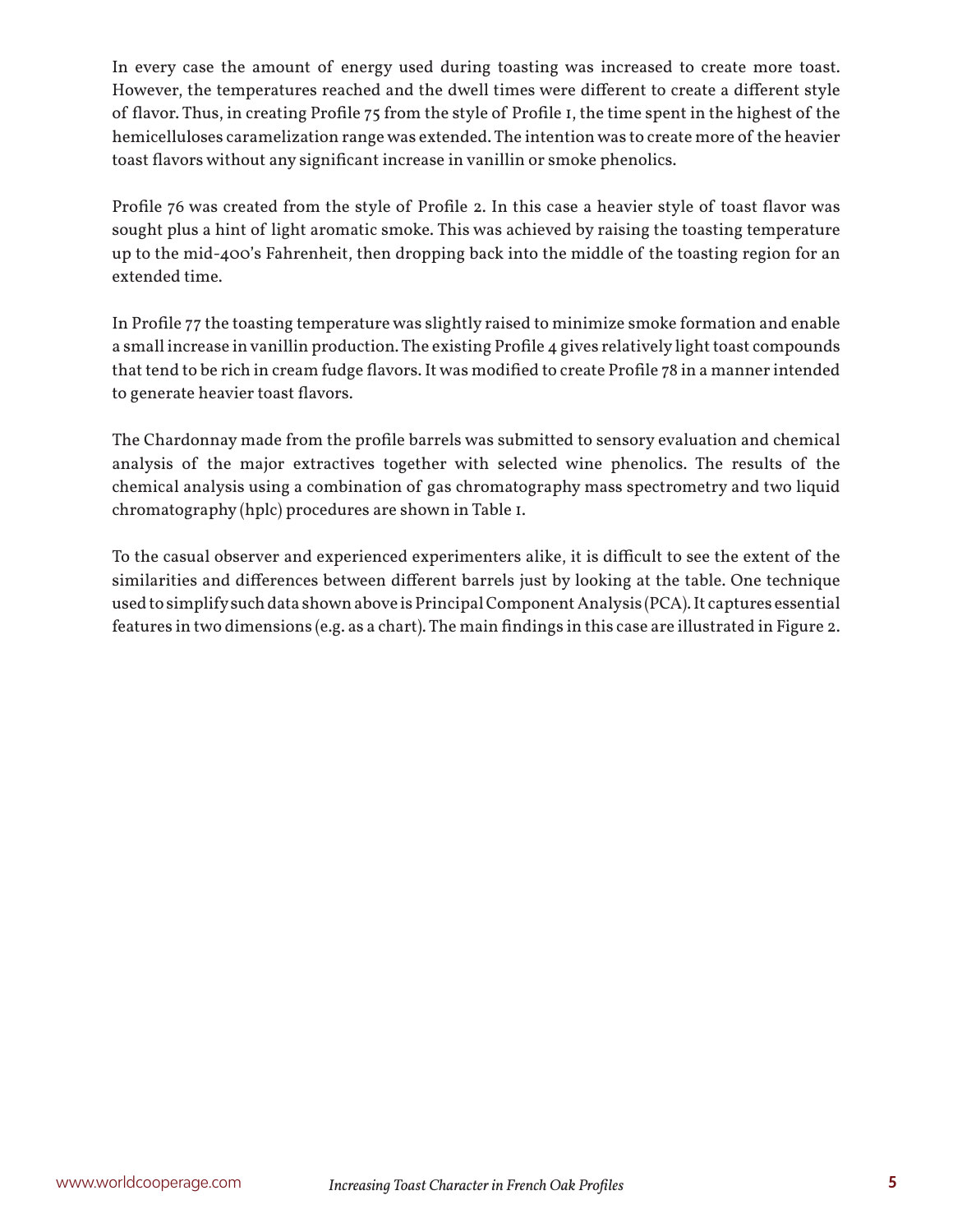In every case the amount of energy used during toasting was increased to create more toast. However, the temperatures reached and the dwell times were different to create a different style of flavor. Thus, in creating Profile 75 from the style of Profile 1, the time spent in the highest of the hemicelluloses caramelization range was extended. The intention was to create more of the heavier toast flavors without any significant increase in vanillin or smoke phenolics.

Profile 76 was created from the style of Profile 2. In this case a heavier style of toast flavor was sought plus a hint of light aromatic smoke. This was achieved by raising the toasting temperature up to the mid-400's Fahrenheit, then dropping back into the middle of the toasting region for an extended time.

In Profile 77 the toasting temperature was slightly raised to minimize smoke formation and enable a small increase in vanillin production. The existing Profile 4 gives relatively light toast compounds that tend to be rich in cream fudge flavors. It was modified to create Profile 78 in a manner intended to generate heavier toast flavors.

The Chardonnay made from the profile barrels was submitted to sensory evaluation and chemical analysis of the major extractives together with selected wine phenolics. The results of the chemical analysis using a combination of gas chromatography mass spectrometry and two liquid chromatography (hplc) procedures are shown in Table 1.

To the casual observer and experienced experimenters alike, it is difficult to see the extent of the similarities and differences between different barrels just by looking at the table. One technique used to simplify such data shown above is Principal Component Analysis (PCA). It captures essential features in two dimensions (e.g. as a chart). The main findings in this case are illustrated in Figure 2.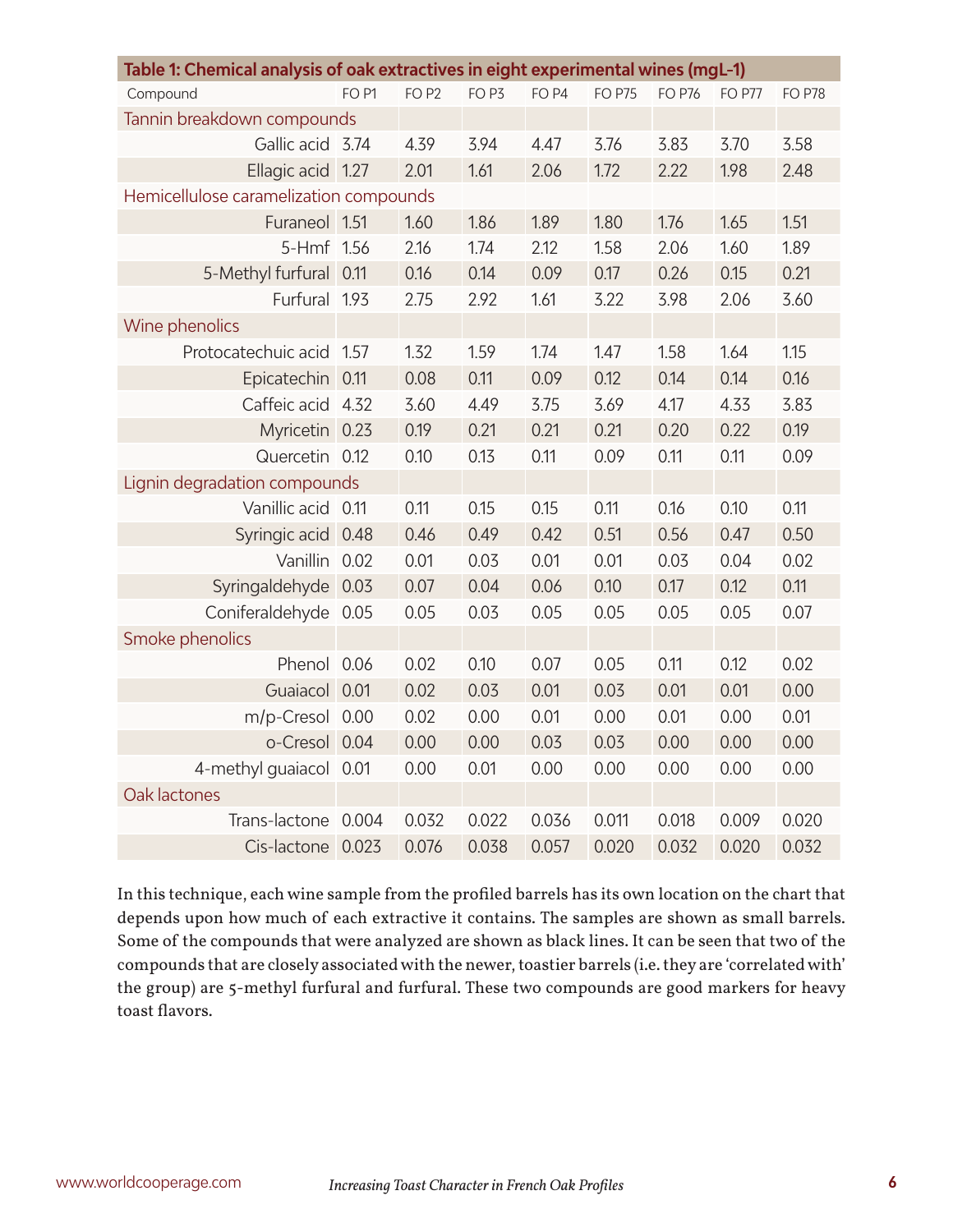| Table 1: Chemical analysis of oak extractives in eight experimental wines (mgL-1) | | | | | | | | |
|---|---|---|---|---|---|---|---|---|
| Compound | FO P1 | FO P2 | FO P3 | FO P4 | FO P75 | FO P76 | FO P77 | FO P78 |
| Tannin breakdown compounds | | | | | | | | |
| Gallic acid | 3.74 | 4.39 | 3.94 | 4.47 | 3.76 | 3.83 | 3.70 | 3.58 |
| Ellagic acid | 1.27 | 2.01 | 1.61 | 2.06 | 1.72 | 2.22 | 1.98 | 2.48 |
| Hemicellulose caramelization compounds | | | | | | | | |
| Furaneol | 1.51 | 1.60 | 1.86 | 1.89 | 1.80 | 1.76 | 1.65 | 1.51 |
| 5-Hmf | 1.56 | 2.16 | 1.74 | 2.12 | 1.58 | 2.06 | 1.60 | 1.89 |
| 5-Methyl furfural | 0.11 | 0.16 | 0.14 | 0.09 | 0.17 | 0.26 | 0.15 | 0.21 |
| Furfural | 1.93 | 2.75 | 2.92 | 1.61 | 3.22 | 3.98 | 2.06 | 3.60 |
| Wine phenolics | | | | | | | | |
| Protocatechuic acid | 1.57 | 1.32 | 1.59 | 1.74 | 1.47 | 1.58 | 1.64 | 1.15 |
| Epicatechin | 0.11 | 0.08 | 0.11 | 0.09 | 0.12 | 0.14 | 0.14 | 0.16 |
| Caffeic acid | 4.32 | 3.60 | 4.49 | 3.75 | 3.69 | 4.17 | 4.33 | 3.83 |
| Myricetin | 0.23 | 0.19 | 0.21 | 0.21 | 0.21 | 0.20 | 0.22 | 0.19 |
| Quercetin | 0.12 | 0.10 | 0.13 | 0.11 | 0.09 | 0.11 | 0.11 | 0.09 |
| Lignin degradation compounds | | | | | | | | |
| Vanillic acid | 0.11 | 0.11 | 0.15 | 0.15 | 0.11 | 0.16 | 0.10 | 0.11 |
| Syringic acid | 0.48 | 0.46 | 0.49 | 0.42 | 0.51 | 0.56 | 0.47 | 0.50 |
| Vanillin | 0.02 | 0.01 | 0.03 | 0.01 | 0.01 | 0.03 | 0.04 | 0.02 |
| Syringaldehyde | 0.03 | 0.07 | 0.04 | 0.06 | 0.10 | 0.17 | 0.12 | 0.11 |
| Coniferaldehyde | 0.05 | 0.05 | 0.03 | 0.05 | 0.05 | 0.05 | 0.05 | 0.07 |
| Smoke phenolics | | | | | | | | |
| Phenol | 0.06 | 0.02 | 0.10 | 0.07 | 0.05 | 0.11 | 0.12 | 0.02 |
| Guaiacol | 0.01 | 0.02 | 0.03 | 0.01 | 0.03 | 0.01 | 0.01 | 0.00 |
| m/p-Cresol | 0.00 | 0.02 | 0.00 | 0.01 | 0.00 | 0.01 | 0.00 | 0.01 |
| o-Cresol | 0.04 | 0.00 | 0.00 | 0.03 | 0.03 | 0.00 | 0.00 | 0.00 |
| 4-methyl guaiacol | 0.01 | 0.00 | 0.01 | 0.00 | 0.00 | 0.00 | 0.00 | 0.00 |
| Oak lactones | | | | | | | | |
| Trans-lactone | 0.004 | 0.032 | 0.022 | 0.036 | 0.011 | 0.018 | 0.009 | 0.020 |
| Cis-lactone | 0.023 | 0.076 | 0.038 | 0.057 | 0.020 | 0.032 | 0.020 | 0.032 |

In this technique, each wine sample from the profiled barrels has its own location on the chart that depends upon how much of each extractive it contains. The samples are shown as small barrels. Some of the compounds that were analyzed are shown as black lines. It can be seen that two of the compounds that are closely associated with the newer, toastier barrels (i.e. they are 'correlated with' the group) are 5-methyl furfural and furfural. These two compounds are good markers for heavy toast flavors.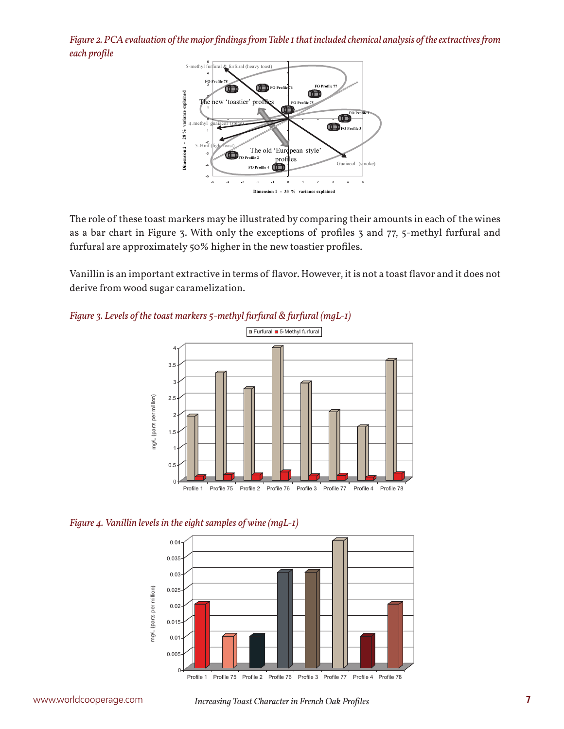*Figure 2. PCA evaluation of the major findings from Table 1 that included chemical analysis of the extractives from each profile*

The role of these toast markers may be illustrated by comparing their amounts in each of the wines as a bar chart in Figure 3. With only the exceptions of profiles 3 and 77, 5-methyl furfural and furfural are approximately 50% higher in the new toastier profiles.

Vanillin is an important extractive in terms of flavor. However, it is not a toast flavor and it does not derive from wood sugar caramelization.

*Figure 3. Levels of the toast markers 5-methyl furfural & furfural (mgL-1)*

*Figure 4. Vanillin levels in the eight samples of wine (mgL-1)*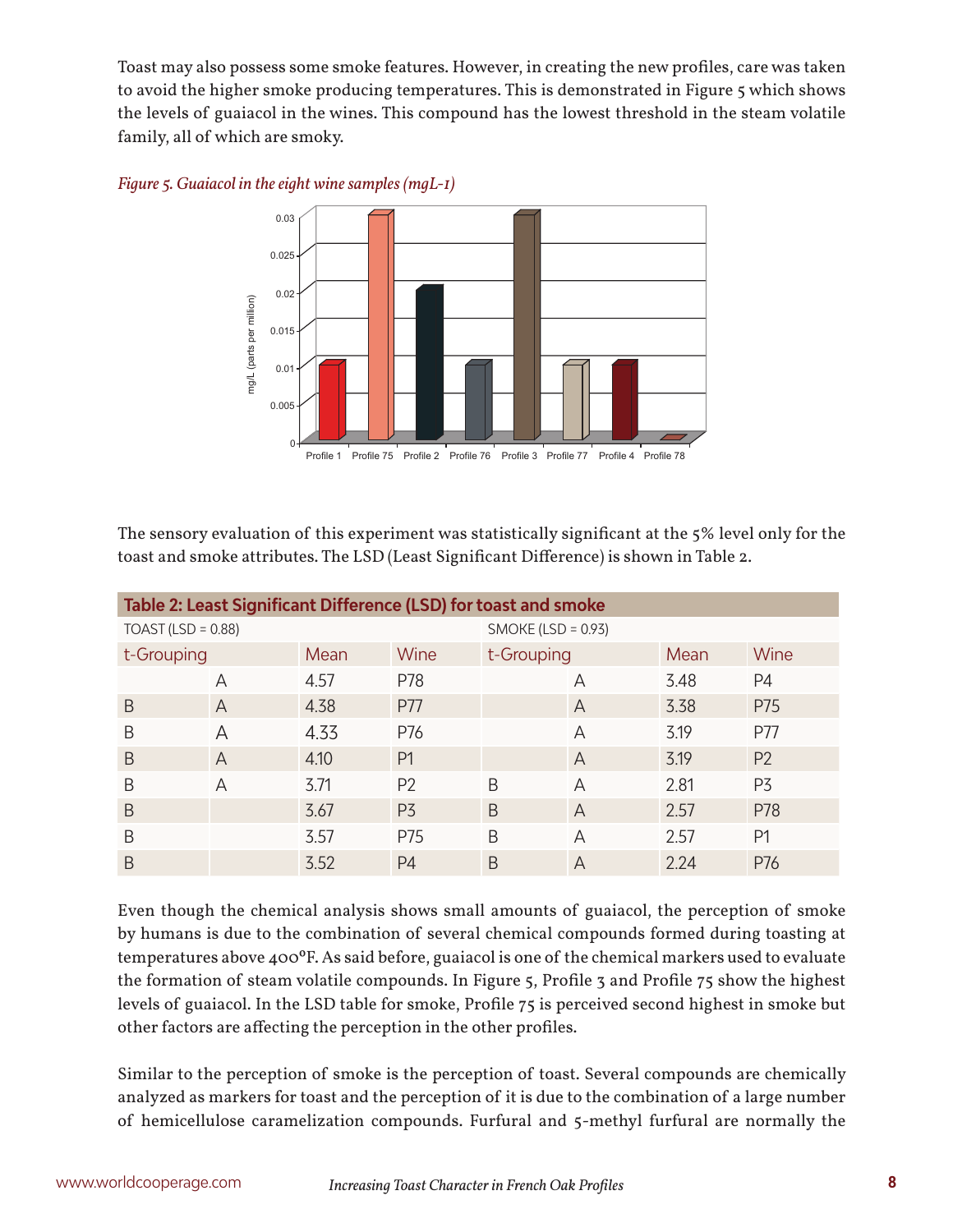Toast may also possess some smoke features. However, in creating the new profiles, care was taken to avoid the higher smoke producing temperatures. This is demonstrated in Figure 5 which shows the levels of guaiacol in the wines. This compound has the lowest threshold in the steam volatile family, all of which are smoky.

*Figure 5. Guaiacol in the eight wine samples (mgL-1)*

The sensory evaluation of this experiment was statistically significant at the 5% level only for the toast and smoke attributes. The LSD (Least Significant Difference) is shown in Table 2.

**Table 2: Least Significant Difference (LSD) for toast and smoke**

| TOAST (LSD = 0.88) | | | | SMOKE (LSD = 0.93) | | | |
|---|---|---|---|---|---|---|---|
| t-Grouping | | Mean | Wine | t-Grouping | | Mean | Wine |
| | A | 4.57 | P78 | | A | 3.48 | P4 |
| B | A | 4.38 | P77 | | A | 3.38 | P75 |
| B | A | 4.33 | P76 | | A | 3.19 | P77 |
| B | A | 4.10 | P1 | | A | 3.19 | P2 |
| B | A | 3.71 | P2 | B | A | 2.81 | P3 |
| B | | 3.67 | P3 | B | A | 2.57 | P78 |
| B | | 3.57 | P75 | B | A | 2.57 | P1 |
| B | | 3.52 | P4 | B | A | 2.24 | P76 |

Even though the chemical analysis shows small amounts of guaiacol, the perception of smoke by humans is due to the combination of several chemical compounds formed during toasting at temperatures above 400ºF. As said before, guaiacol is one of the chemical markers used to evaluate the formation of steam volatile compounds. In Figure 5, Profile 3 and Profile 75 show the highest levels of guaiacol. In the LSD table for smoke, Profile 75 is perceived second highest in smoke but other factors are affecting the perception in the other profiles.

Similar to the perception of smoke is the perception of toast. Several compounds are chemically analyzed as markers for toast and the perception of it is due to the combination of a large number of hemicellulose caramelization compounds. Furfural and 5-methyl furfural are normally the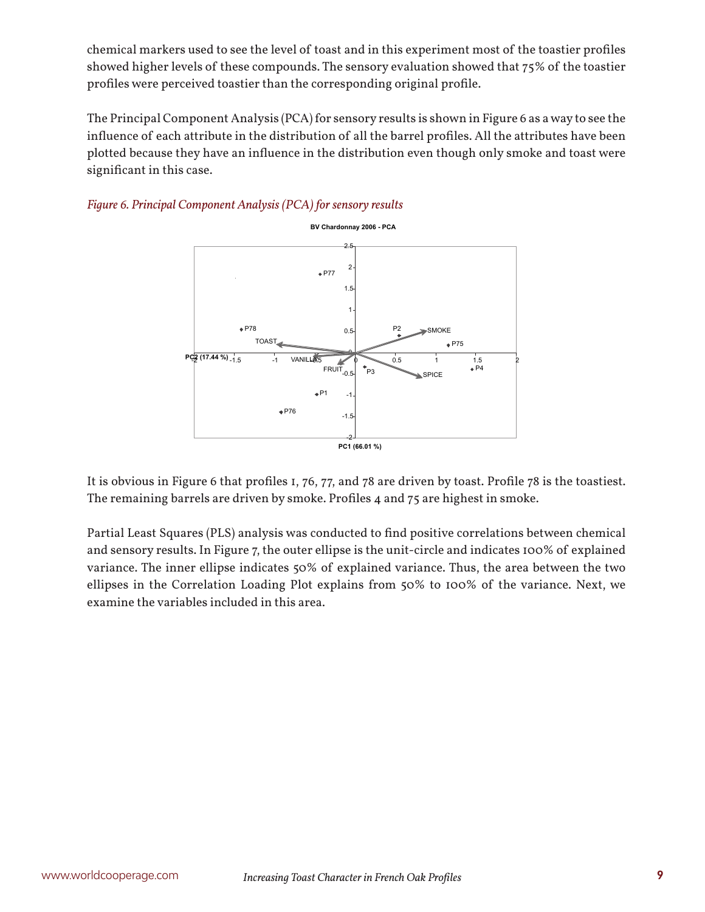chemical markers used to see the level of toast and in this experiment most of the toastier profiles showed higher levels of these compounds. The sensory evaluation showed that 75% of the toastier profiles were perceived toastier than the corresponding original profile.

The Principal Component Analysis (PCA) for sensory results is shown in Figure 6 as a way to see the influence of each attribute in the distribution of all the barrel profiles. All the attributes have been plotted because they have an influence in the distribution even though only smoke and toast were significant in this case.

*Figure 6. Principal Component Analysis (PCA) for sensory results*

It is obvious in Figure 6 that profiles 1, 76, 77, and 78 are driven by toast. Profile 78 is the toastiest. The remaining barrels are driven by smoke. Profiles 4 and 75 are highest in smoke.

Partial Least Squares (PLS) analysis was conducted to find positive correlations between chemical and sensory results. In Figure 7, the outer ellipse is the unit-circle and indicates 100% of explained variance. The inner ellipse indicates 50% of explained variance. Thus, the area between the two ellipses in the Correlation Loading Plot explains from 50% to 100% of the variance. Next, we examine the variables included in this area.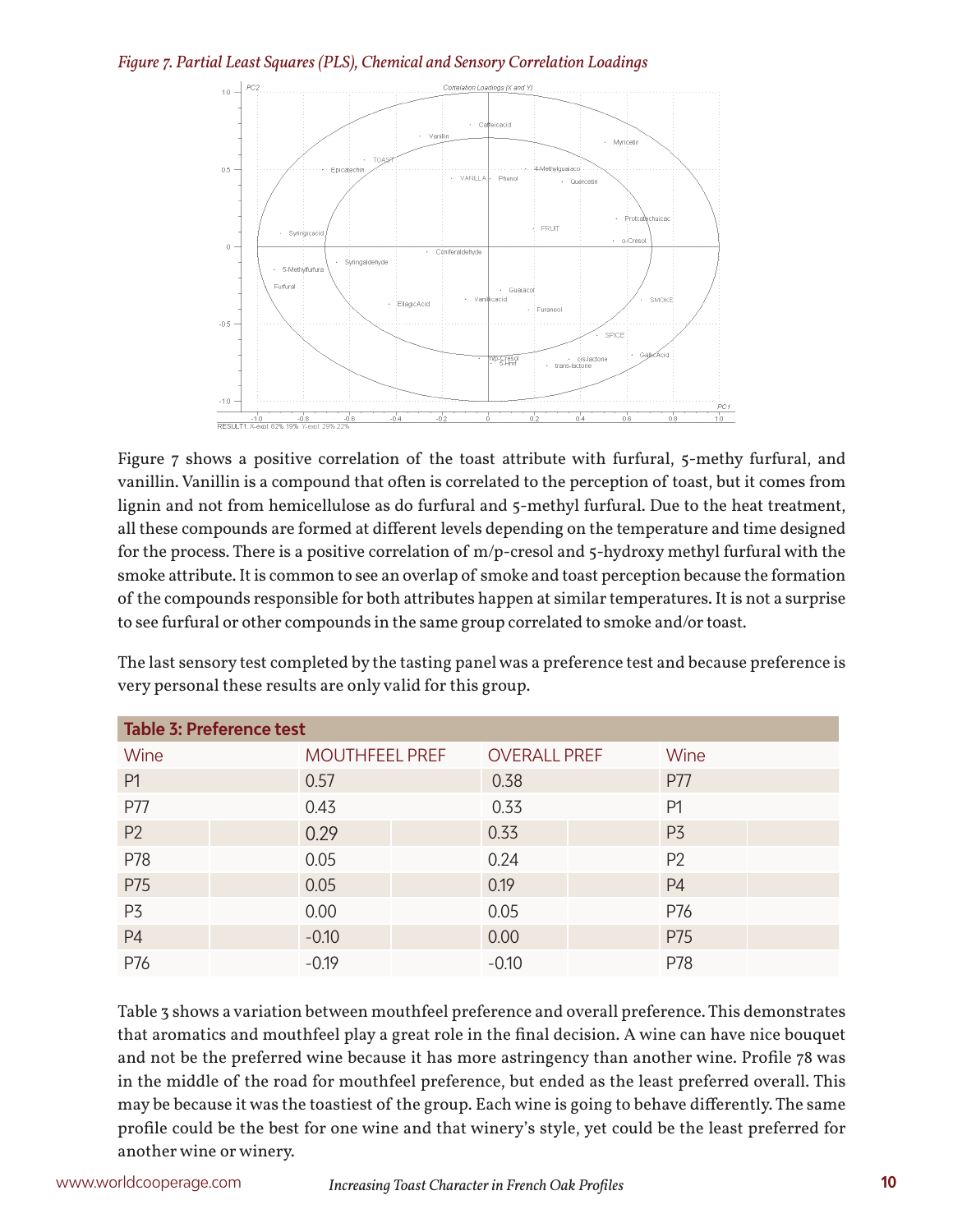*Figure 7. Partial Least Squares (PLS), Chemical and Sensory Correlation Loadings*

Figure 7 shows a positive correlation of the toast attribute with furfural, 5-methy furfural, and vanillin. Vanillin is a compound that often is correlated to the perception of toast, but it comes from lignin and not from hemicellulose as do furfural and 5-methyl furfural. Due to the heat treatment, all these compounds are formed at different levels depending on the temperature and time designed for the process. There is a positive correlation of m/p-cresol and 5-hydroxy methyl furfural with the smoke attribute. It is common to see an overlap of smoke and toast perception because the formation of the compounds responsible for both attributes happen at similar temperatures. It is not a surprise to see furfural or other compounds in the same group correlated to smoke and/or toast.

The last sensory test completed by the tasting panel was a preference test and because preference is very personal these results are only valid for this group.

**Table 3: Preference test**

| Wine | MOUTHFEEL PREF | OVERALL PREF | Wine |
|---|---|---|---|
| P1 | 0.57 | 0.38 | P77 |
| P77 | 0.43 | 0.33 | P1 |
| P2 | 0.29 | 0.33 | P3 |
| P78 | 0.05 | 0.24 | P2 |
| P75 | 0.05 | 0.19 | P4 |
| P3 | 0.00 | 0.05 | P76 |
| P4 | -0.10 | 0.00 | P75 |
| P76 | -0.19 | -0.10 | P78 |

Table 3 shows a variation between mouthfeel preference and overall preference. This demonstrates that aromatics and mouthfeel play a great role in the final decision. A wine can have nice bouquet and not be the preferred wine because it has more astringency than another wine. Profile 78 was in the middle of the road for mouthfeel preference, but ended as the least preferred overall. This may be because it was the toastiest of the group. Each wine is going to behave differently. The same profile could be the best for one wine and that winery's style, yet could be the least preferred for another wine or winery.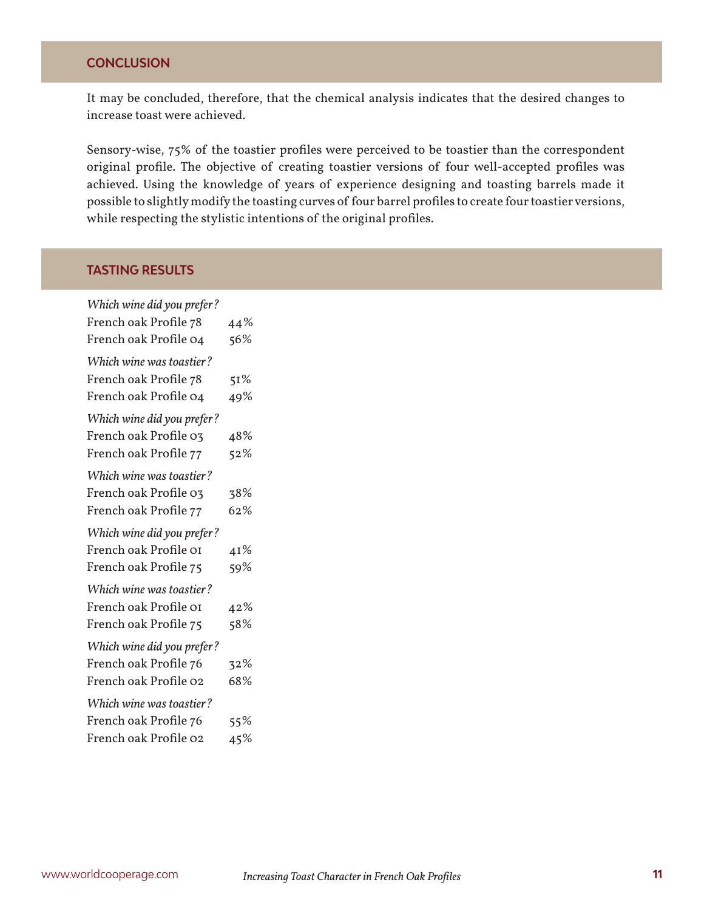## CONCLUSION

It may be concluded, therefore, that the chemical analysis indicates that the desired changes to increase toast were achieved.

Sensory-wise, 75% of the toastier profiles were perceived to be toastier than the correspondent original profile. The objective of creating toastier versions of four well-accepted profiles was achieved. Using the knowledge of years of experience designing and toasting barrels made it possible to slightly modify the toasting curves of four barrel profiles to create four toastier versions, while respecting the stylistic intentions of the original profiles.

## TASTING RESULTS

*Which wine did you prefer?*

| | |
|---|---|
| French oak Profile 78 | 44% |
| French oak Profile 04 | 56% |

*Which wine was toastier?*

| | |
|---|---|
| French oak Profile 78 | 51% |
| French oak Profile 04 | 49% |

*Which wine did you prefer?*

| | |
|---|---|
| French oak Profile 03 | 48% |
| French oak Profile 77 | 52% |

*Which wine was toastier?*

| | |
|---|---|
| French oak Profile 03 | 38% |
| French oak Profile 77 | 62% |

*Which wine did you prefer?*

| | |
|---|---|
| French oak Profile 01 | 41% |
| French oak Profile 75 | 59% |

*Which wine was toastier?*

| | |
|---|---|
| French oak Profile 01 | 42% |
| French oak Profile 75 | 58% |

*Which wine did you prefer?*

| | |
|---|---|
| French oak Profile 76 | 32% |
| French oak Profile 02 | 68% |

*Which wine was toastier?*

| | |
|---|---|
| French oak Profile 76 | 55% |
| French oak Profile 02 | 45% |